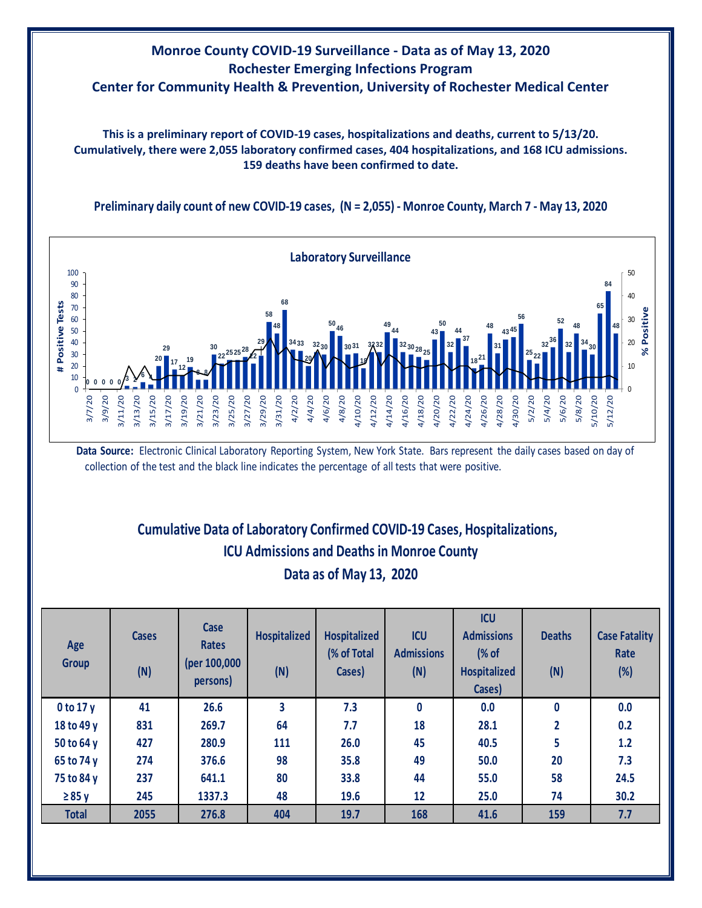# Monroe County COVID-19 Surveillance - Data as of May 13, 2020
## Rochester Emerging Infections Program
## Center for Community Health & Prevention, University of Rochester Medical Center

**This is a preliminary report of COVID-19 cases, hospitalizations and deaths, current to 5/13/20. Cumulatively, there were 2,055 laboratory confirmed cases, 404 hospitalizations, and 168 ICU admissions. 159 deaths have been confirmed to date.**

### Preliminary daily count of new COVID-19 cases, (N = 2,055) - Monroe County, March 7 - May 13, 2020

**Data Source:** Electronic Clinical Laboratory Reporting System, New York State. Bars represent the daily cases based on day of collection of the test and the black line indicates the percentage of all tests that were positive.

## Cumulative Data of Laboratory Confirmed COVID-19 Cases, Hospitalizations, ICU Admissions and Deaths in Monroe County
## Data as of May 13, 2020

| Age Group | Cases (N) | Case Rates (per 100,000 persons) | Hospitalized (N) | Hospitalized (% of Total Cases) | ICU Admissions (N) | ICU Admissions (% of Hospitalized Cases) | Deaths (N) | Case Fatality Rate (%) |
|---|---|---|---|---|---|---|---|---|
| 0 to 17 y | 41 | 26.6 | 3 | 7.3 | 0 | 0.0 | 0 | 0.0 |
| 18 to 49 y | 831 | 269.7 | 64 | 7.7 | 18 | 28.1 | 2 | 0.2 |
| 50 to 64 y | 427 | 280.9 | 111 | 26.0 | 45 | 40.5 | 5 | 1.2 |
| 65 to 74 y | 274 | 376.6 | 98 | 35.8 | 49 | 50.0 | 20 | 7.3 |
| 75 to 84 y | 237 | 641.1 | 80 | 33.8 | 44 | 55.0 | 58 | 24.5 |
| ≥ 85 y | 245 | 1337.3 | 48 | 19.6 | 12 | 25.0 | 74 | 30.2 |
| **Total** | **2055** | **276.8** | **404** | **19.7** | **168** | **41.6** | **159** | **7.7** |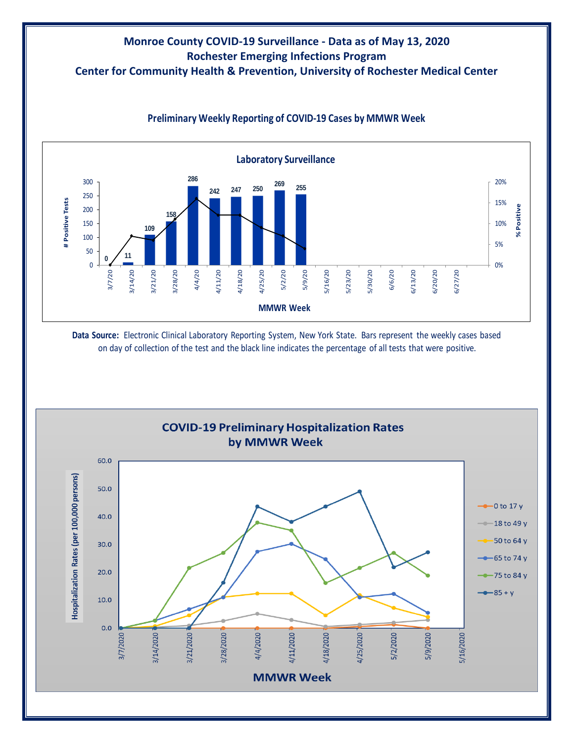# Monroe County COVID-19 Surveillance - Data as of May 13, 2020
## Rochester Emerging Infections Program
## Center for Community Health & Prevention, University of Rochester Medical Center

### Preliminary Weekly Reporting of COVID-19 Cases by MMWR Week

Laboratory Surveillance

# Positive Tests

% Positive

0, 50, 100, 150, 200, 250, 300

0%, 5%, 10%, 15%, 20%

0, 11, 109, 158, 286, 242, 247, 250, 269, 255

3/7/20, 3/14/20, 3/21/20, 3/28/20, 4/4/20, 4/11/20, 4/18/20, 4/25/20, 5/2/20, 5/9/20, 5/16/20, 5/23/20, 5/30/20, 6/6/20, 6/13/20, 6/20/20, 6/27/20

MMWR Week

**Data Source:** Electronic Clinical Laboratory Reporting System, New York State. Bars represent the weekly cases based on day of collection of the test and the black line indicates the percentage of all tests that were positive.

COVID-19 Preliminary Hospitalization Rates by MMWR Week

Hospitalization Rates (per 100,000 persons)

0.0, 10.0, 20.0, 30.0, 40.0, 50.0, 60.0

3/7/2020, 3/14/2020, 3/21/2020, 3/28/2020, 4/4/2020, 4/11/2020, 4/18/2020, 4/25/2020, 5/2/2020, 5/9/2020, 5/16/2020

MMWR Week

0 to 17 y
18 to 49 y
50 to 64 y
65 to 74 y
75 to 84 y
85 + y